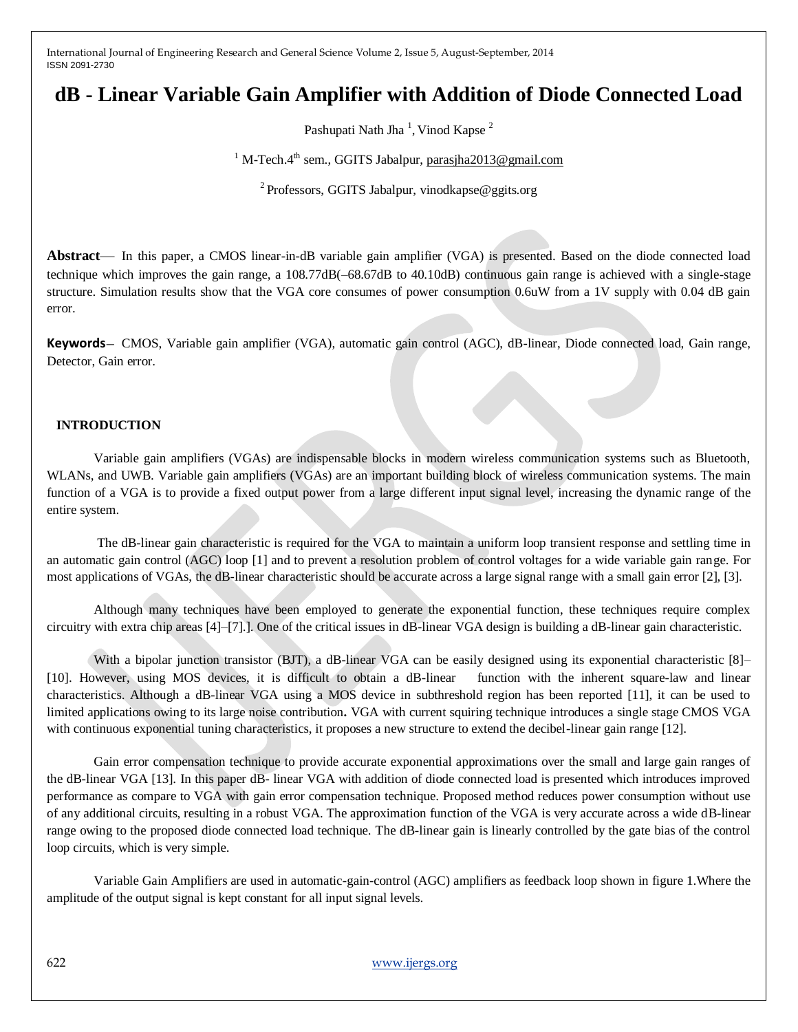# dB - Linear Variable Gain Amplifier with Addition of Diode Connected Load

Pashupati Nath Jha [1], Vinod Kapse [2]

[1] M-Tech.4th sem., GGITS Jabalpur, parasjha2013@gmail.com

[2] Professors, GGITS Jabalpur, vinodkapse@ggits.org

**Abstract**— In this paper, a CMOS linear-in-dB variable gain amplifier (VGA) is presented. Based on the diode connected load technique which improves the gain range, a 108.77dB(–68.67dB to 40.10dB) continuous gain range is achieved with a single-stage structure. Simulation results show that the VGA core consumes of power consumption 0.6uW from a 1V supply with 0.04 dB gain error.

**Keywords**– CMOS, Variable gain amplifier (VGA), automatic gain control (AGC), dB-linear, Diode connected load, Gain range, Detector, Gain error.

## INTRODUCTION

Variable gain amplifiers (VGAs) are indispensable blocks in modern wireless communication systems such as Bluetooth, WLANs, and UWB. Variable gain amplifiers (VGAs) are an important building block of wireless communication systems. The main function of a VGA is to provide a fixed output power from a large different input signal level, increasing the dynamic range of the entire system.

The dB-linear gain characteristic is required for the VGA to maintain a uniform loop transient response and settling time in an automatic gain control (AGC) loop [1] and to prevent a resolution problem of control voltages for a wide variable gain range. For most applications of VGAs, the dB-linear characteristic should be accurate across a large signal range with a small gain error [2], [3].

Although many techniques have been employed to generate the exponential function, these techniques require complex circuitry with extra chip areas [4]–[7].]. One of the critical issues in dB-linear VGA design is building a dB-linear gain characteristic.

With a bipolar junction transistor (BJT), a dB-linear VGA can be easily designed using its exponential characteristic [8]–[10]. However, using MOS devices, it is difficult to obtain a dB-linear function with the inherent square-law and linear characteristics. Although a dB-linear VGA using a MOS device in subthreshold region has been reported [11], it can be used to limited applications owing to its large noise contribution**.** VGA with current squiring technique introduces a single stage CMOS VGA with continuous exponential tuning characteristics, it proposes a new structure to extend the decibel-linear gain range [12].

Gain error compensation technique to provide accurate exponential approximations over the small and large gain ranges of the dB-linear VGA [13]. In this paper dB- linear VGA with addition of diode connected load is presented which introduces improved performance as compare to VGA with gain error compensation technique. Proposed method reduces power consumption without use of any additional circuits, resulting in a robust VGA. The approximation function of the VGA is very accurate across a wide dB-linear range owing to the proposed diode connected load technique. The dB-linear gain is linearly controlled by the gate bias of the control loop circuits, which is very simple.

Variable Gain Amplifiers are used in automatic-gain-control (AGC) amplifiers as feedback loop shown in figure 1.Where the amplitude of the output signal is kept constant for all input signal levels.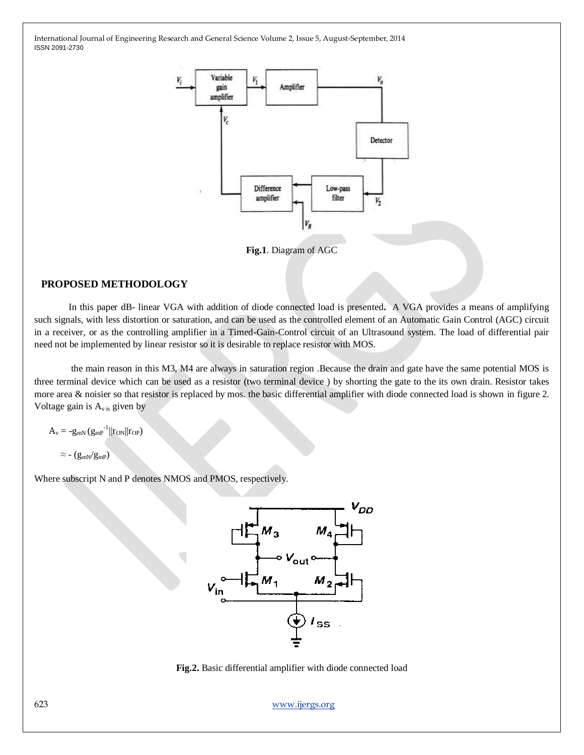**Fig.1**. Diagram of AGC

## PROPOSED METHODOLOGY

In this paper dB- linear VGA with addition of diode connected load is presented**.** A VGA provides a means of amplifying such signals, with less distortion or saturation, and can be used as the controlled element of an Automatic Gain Control (AGC) circuit in a receiver, or as the controlling amplifier in a Timed-Gain-Control circuit of an Ultrasound system. The load of differential pair need not be implemented by linear resistor so it is desirable to replace resistor with MOS.

the main reason in this M3, M4 are always in saturation region .Because the drain and gate have the same potential MOS is three terminal device which can be used as a resistor (two terminal device ) by shorting the gate to the its own drain. Resistor takes more area & noisier so that resistor is replaced by mos. the basic differential amplifier with diode connected load is shown in figure 2. Voltage gain is $A_{v\ is}$ given by

$$A_v = -g_{mN}\,(g_{mP}^{-1} \| r_{ON} \| r_{OP})$$

$$\approx -\,(g_{mN}/g_{mP})$$

Where subscript N and P denotes NMOS and PMOS, respectively.

**Fig.2.** Basic differential amplifier with diode connected load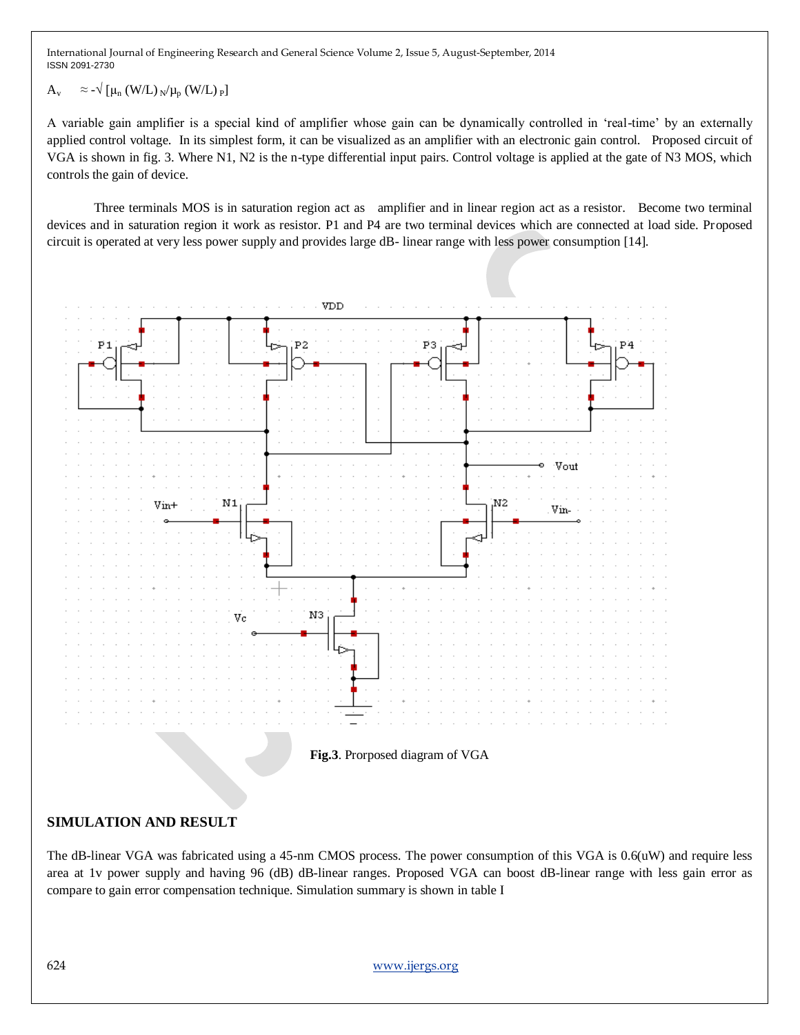$A_v \approx -\sqrt{[\mu_n (W/L)_N / \mu_p (W/L)_P]}$

A variable gain amplifier is a special kind of amplifier whose gain can be dynamically controlled in 'real-time' by an externally applied control voltage. In its simplest form, it can be visualized as an amplifier with an electronic gain control. Proposed circuit of VGA is shown in fig. 3. Where N1, N2 is the n-type differential input pairs. Control voltage is applied at the gate of N3 MOS, which controls the gain of device.

Three terminals MOS is in saturation region act as amplifier and in linear region act as a resistor. Become two terminal devices and in saturation region it work as resistor. P1 and P4 are two terminal devices which are connected at load side. Proposed circuit is operated at very less power supply and provides large dB- linear range with less power consumption [14].

VDD
P1
P2
P3
P4
Vout
Vin+
N1
N2
Vin-
Vc
N3

**Fig.3**. Porposed diagram of VGA

## SIMULATION AND RESULT

The dB-linear VGA was fabricated using a 45-nm CMOS process. The power consumption of this VGA is 0.6(uW) and require less area at 1v power supply and having 96 (dB) dB-linear ranges. Proposed VGA can boost dB-linear range with less gain error as compare to gain error compensation technique. Simulation summary is shown in table I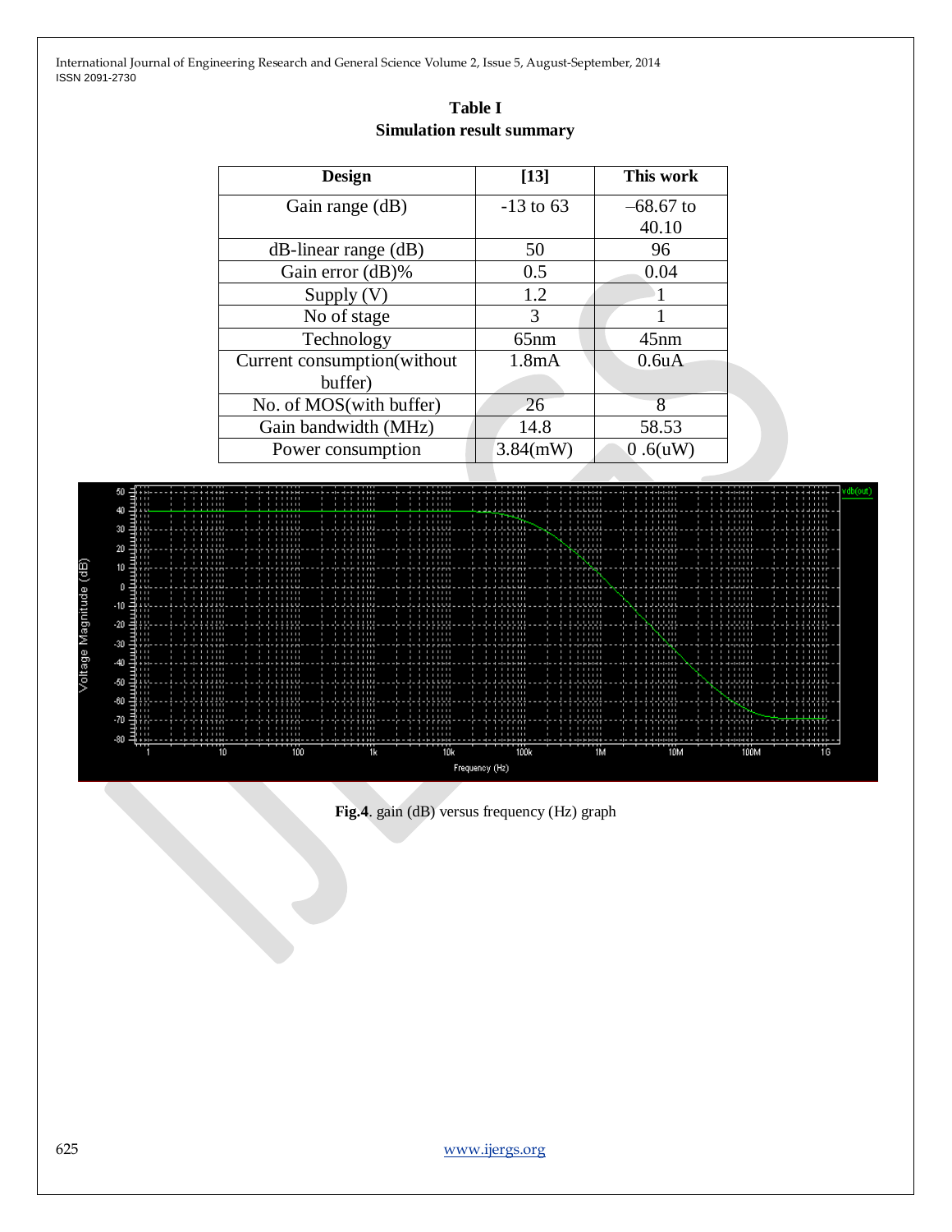**Table I**
**Simulation result summary**

| Design | [13] | This work |
|---|---|---|
| Gain range (dB) | -13 to 63 | –68.67 to 40.10 |
| dB-linear range (dB) | 50 | 96 |
| Gain error (dB)% | 0.5 | 0.04 |
| Supply (V) | 1.2 | 1 |
| No of stage | 3 | 1 |
| Technology | 65nm | 45nm |
| Current consumption(without buffer) | 1.8mA | 0.6uA |
| No. of MOS(with buffer) | 26 | 8 |
| Gain bandwidth (MHz) | 14.8 | 58.53 |
| Power consumption | 3.84(mW) | 0 .6(uW) |

Voltage Magnitude (dB)
50
40
30
20
10
0
-10
-20
-30
-40
-50
-60
-70
-80
vdb(out)
1
10
100
1k
10k
100k
1M
10M
100M
1G
Frequency (Hz)

**Fig.4**. gain (dB) versus frequency (Hz) graph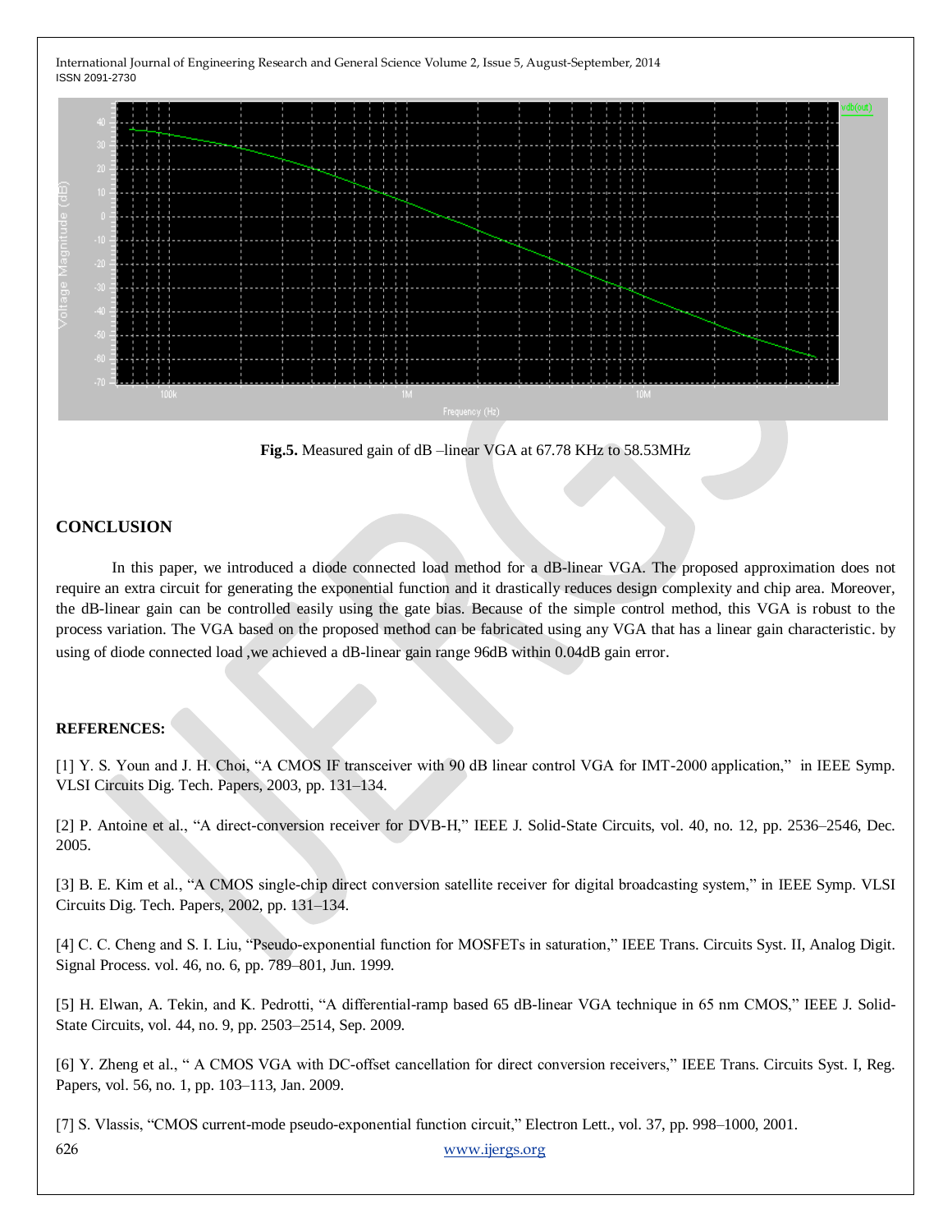40
30
20
10
0
-10
-20
-30
-40
-50
-60
-70

Voltage Magnitude (dB)

100k
1M
10M

Frequency (Hz)

vdb(out)

**Fig.5.** Measured gain of dB –linear VGA at 67.78 KHz to 58.53MHz

## CONCLUSION

In this paper, we introduced a diode connected load method for a dB-linear VGA. The proposed approximation does not require an extra circuit for generating the exponential function and it drastically reduces design complexity and chip area. Moreover, the dB-linear gain can be controlled easily using the gate bias. Because of the simple control method, this VGA is robust to the process variation. The VGA based on the proposed method can be fabricated using any VGA that has a linear gain characteristic. by using of diode connected load ,we achieved a dB-linear gain range 96dB within 0.04dB gain error.

## REFERENCES:

[1] Y. S. Youn and J. H. Choi, "A CMOS IF transceiver with 90 dB linear control VGA for IMT-2000 application," in IEEE Symp. VLSI Circuits Dig. Tech. Papers, 2003, pp. 131–134.

[2] P. Antoine et al., "A direct-conversion receiver for DVB-H," IEEE J. Solid-State Circuits, vol. 40, no. 12, pp. 2536–2546, Dec. 2005.

[3] B. E. Kim et al., "A CMOS single-chip direct conversion satellite receiver for digital broadcasting system," in IEEE Symp. VLSI Circuits Dig. Tech. Papers, 2002, pp. 131–134.

[4] C. C. Cheng and S. I. Liu, "Pseudo-exponential function for MOSFETs in saturation," IEEE Trans. Circuits Syst. II, Analog Digit. Signal Process. vol. 46, no. 6, pp. 789–801, Jun. 1999.

[5] H. Elwan, A. Tekin, and K. Pedrotti, "A differential-ramp based 65 dB-linear VGA technique in 65 nm CMOS," IEEE J. Solid-State Circuits, vol. 44, no. 9, pp. 2503–2514, Sep. 2009.

[6] Y. Zheng et al., " A CMOS VGA with DC-offset cancellation for direct conversion receivers," IEEE Trans. Circuits Syst. I, Reg. Papers, vol. 56, no. 1, pp. 103–113, Jan. 2009.

[7] S. Vlassis, "CMOS current-mode pseudo-exponential function circuit," Electron Lett., vol. 37, pp. 998–1000, 2001.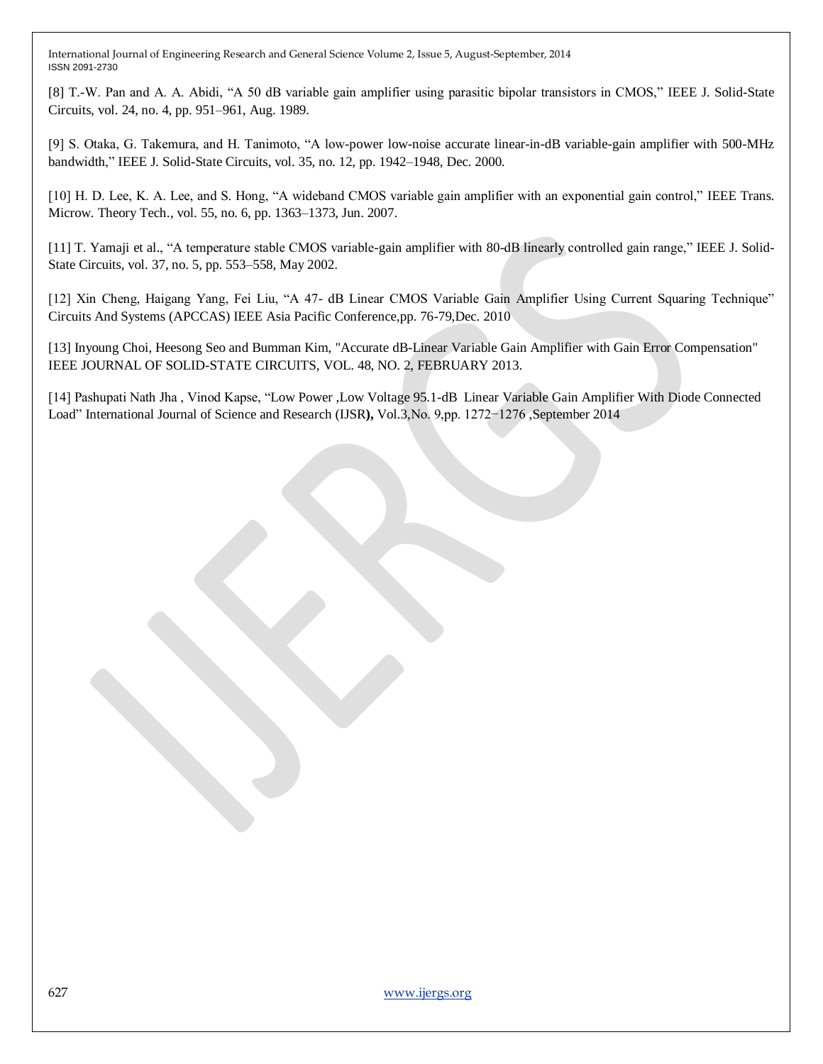[8] T.-W. Pan and A. A. Abidi, “A 50 dB variable gain amplifier using parasitic bipolar transistors in CMOS,” IEEE J. Solid-State Circuits, vol. 24, no. 4, pp. 951–961, Aug. 1989.

[9] S. Otaka, G. Takemura, and H. Tanimoto, “A low-power low-noise accurate linear-in-dB variable-gain amplifier with 500-MHz bandwidth,” IEEE J. Solid-State Circuits, vol. 35, no. 12, pp. 1942–1948, Dec. 2000.

[10] H. D. Lee, K. A. Lee, and S. Hong, “A wideband CMOS variable gain amplifier with an exponential gain control,” IEEE Trans. Microw. Theory Tech., vol. 55, no. 6, pp. 1363–1373, Jun. 2007.

[11] T. Yamaji et al., “A temperature stable CMOS variable-gain amplifier with 80-dB linearly controlled gain range,” IEEE J. Solid-State Circuits, vol. 37, no. 5, pp. 553–558, May 2002.

[12] Xin Cheng, Haigang Yang, Fei Liu, “A 47- dB Linear CMOS Variable Gain Amplifier Using Current Squaring Technique” Circuits And Systems (APCCAS) IEEE Asia Pacific Conference,pp. 76-79,Dec. 2010

[13] Inyoung Choi, Heesong Seo and Bumman Kim, "Accurate dB-Linear Variable Gain Amplifier with Gain Error Compensation" IEEE JOURNAL OF SOLID-STATE CIRCUITS, VOL. 48, NO. 2, FEBRUARY 2013.

[14] Pashupati Nath Jha , Vinod Kapse, “Low Power ,Low Voltage 95.1-dB Linear Variable Gain Amplifier With Diode Connected Load” International Journal of Science and Research (IJSR**),** Vol.3,No. 9,pp. 1272−1276 ,September 2014